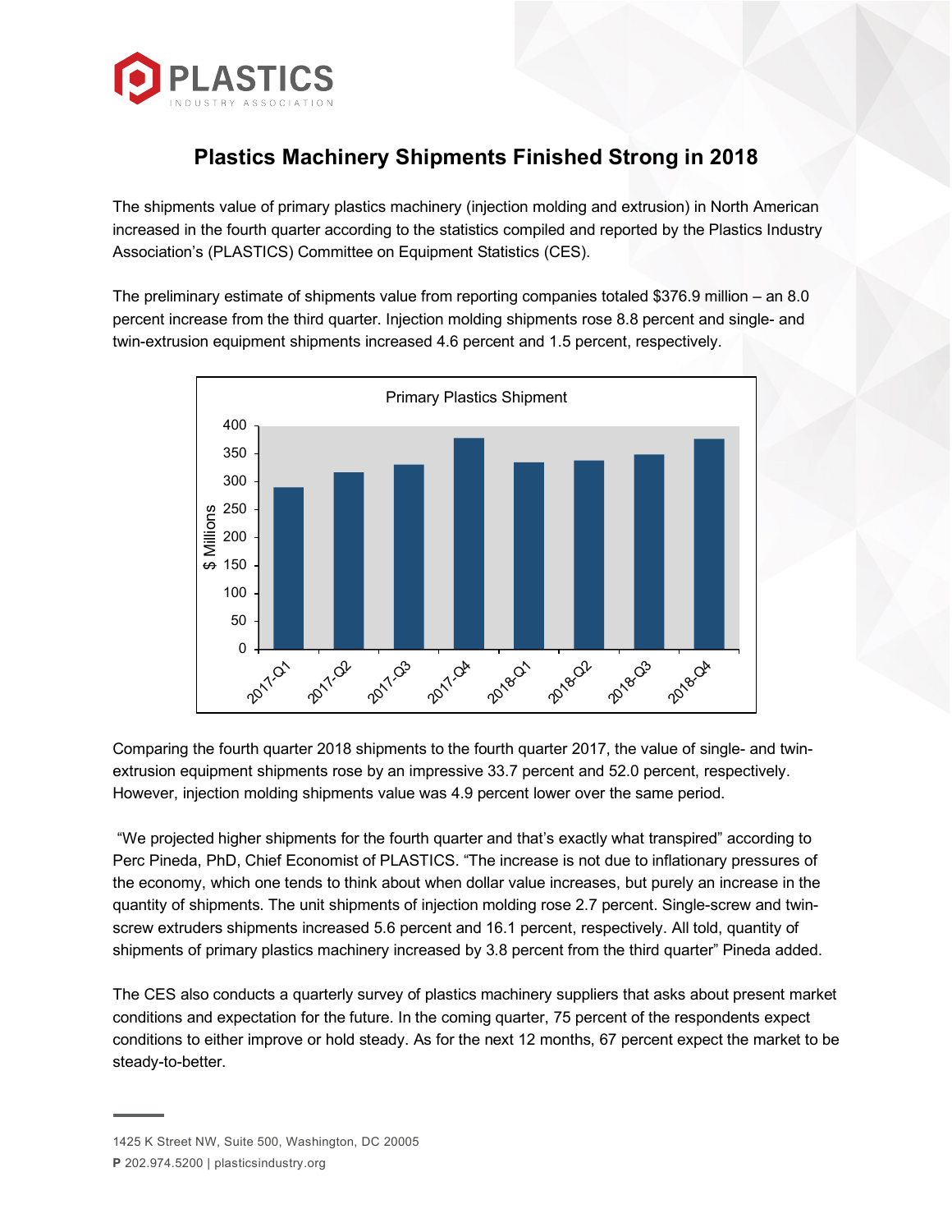# Plastics Machinery Shipments Finished Strong in 2018

The shipments value of primary plastics machinery (injection molding and extrusion) in North American increased in the fourth quarter according to the statistics compiled and reported by the Plastics Industry Association's (PLASTICS) Committee on Equipment Statistics (CES).

The preliminary estimate of shipments value from reporting companies totaled $376.9 million – an 8.0 percent increase from the third quarter. Injection molding shipments rose 8.8 percent and single- and twin-extrusion equipment shipments increased 4.6 percent and 1.5 percent, respectively.

Comparing the fourth quarter 2018 shipments to the fourth quarter 2017, the value of single- and twin-extrusion equipment shipments rose by an impressive 33.7 percent and 52.0 percent, respectively. However, injection molding shipments value was 4.9 percent lower over the same period.

"We projected higher shipments for the fourth quarter and that's exactly what transpired" according to Perc Pineda, PhD, Chief Economist of PLASTICS. "The increase is not due to inflationary pressures of the economy, which one tends to think about when dollar value increases, but purely an increase in the quantity of shipments. The unit shipments of injection molding rose 2.7 percent. Single-screw and twin-screw extruders shipments increased 5.6 percent and 16.1 percent, respectively. All told, quantity of shipments of primary plastics machinery increased by 3.8 percent from the third quarter" Pineda added.

The CES also conducts a quarterly survey of plastics machinery suppliers that asks about present market conditions and expectation for the future. In the coming quarter, 75 percent of the respondents expect conditions to either improve or hold steady. As for the next 12 months, 67 percent expect the market to be steady-to-better.

1425 K Street NW, Suite 500, Washington, DC 20005

**P** 202.974.5200 | plasticsindustry.org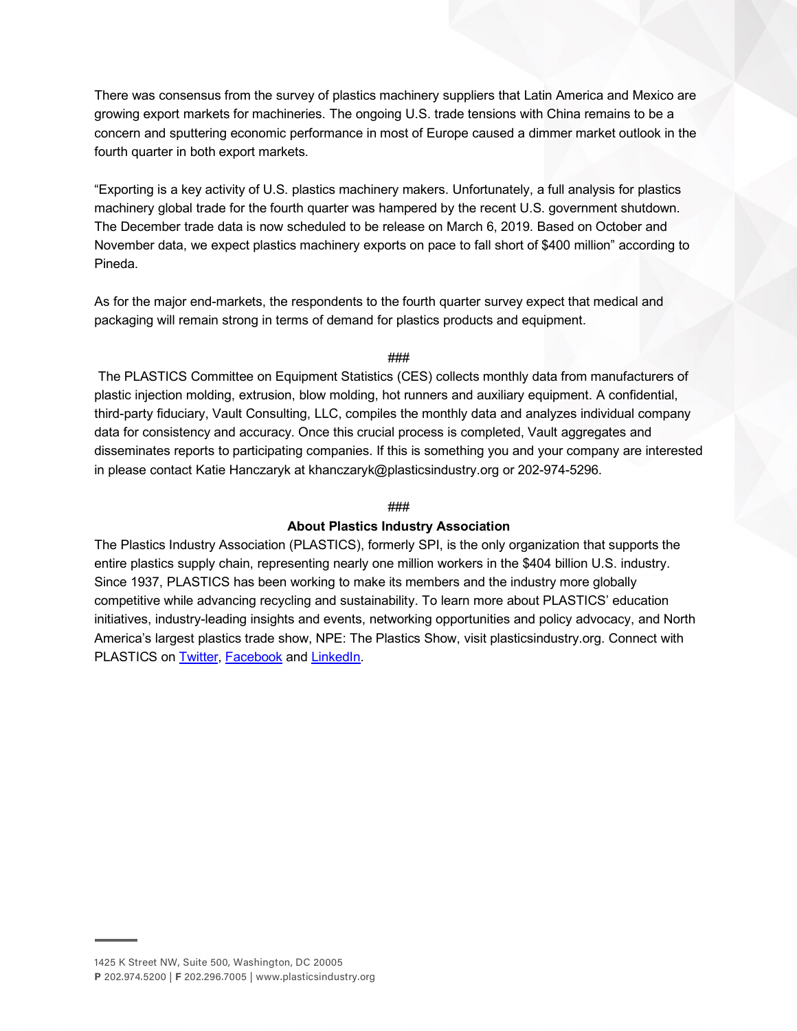There was consensus from the survey of plastics machinery suppliers that Latin America and Mexico are growing export markets for machineries. The ongoing U.S. trade tensions with China remains to be a concern and sputtering economic performance in most of Europe caused a dimmer market outlook in the fourth quarter in both export markets.

"Exporting is a key activity of U.S. plastics machinery makers. Unfortunately, a full analysis for plastics machinery global trade for the fourth quarter was hampered by the recent U.S. government shutdown. The December trade data is now scheduled to be release on March 6, 2019. Based on October and November data, we expect plastics machinery exports on pace to fall short of $400 million" according to Pineda.

As for the major end-markets, the respondents to the fourth quarter survey expect that medical and packaging will remain strong in terms of demand for plastics products and equipment.

###

The PLASTICS Committee on Equipment Statistics (CES) collects monthly data from manufacturers of plastic injection molding, extrusion, blow molding, hot runners and auxiliary equipment. A confidential, third-party fiduciary, Vault Consulting, LLC, compiles the monthly data and analyzes individual company data for consistency and accuracy. Once this crucial process is completed, Vault aggregates and disseminates reports to participating companies. If this is something you and your company are interested in please contact Katie Hanczaryk at khanczaryk@plasticsindustry.org or 202-974-5296.

###

**About Plastics Industry Association**

The Plastics Industry Association (PLASTICS), formerly SPI, is the only organization that supports the entire plastics supply chain, representing nearly one million workers in the $404 billion U.S. industry. Since 1937, PLASTICS has been working to make its members and the industry more globally competitive while advancing recycling and sustainability. To learn more about PLASTICS' education initiatives, industry-leading insights and events, networking opportunities and policy advocacy, and North America's largest plastics trade show, NPE: The Plastics Show, visit plasticsindustry.org. Connect with PLASTICS on Twitter, Facebook and LinkedIn.

1425 K Street NW, Suite 500, Washington, DC 20005
**P** 202.974.5200 | **F** 202.296.7005 | www.plasticsindustry.org